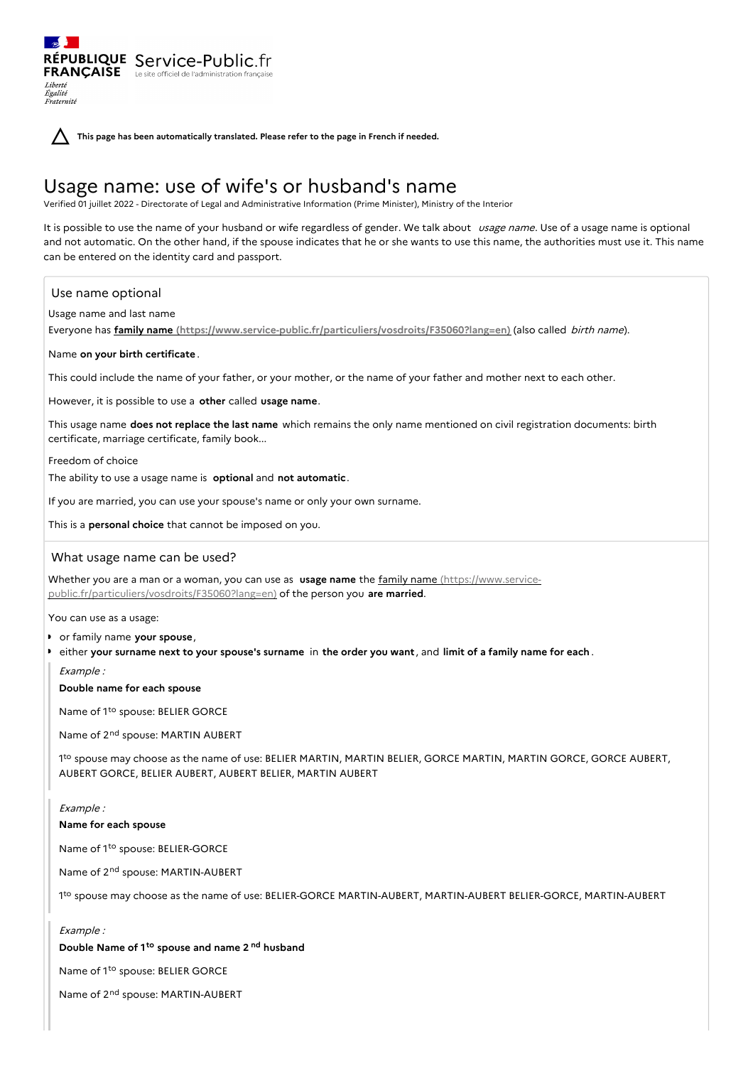RÉPUBLIQUE FRANÇAISE

*Liberté Égalité Fraternité*

Service-Public.fr

Le site officiel de l'administration française

**This page has been automatically translated. Please refer to the page in French if needed.**

# Usage name: use of wife's or husband's name

Verified 01 juillet 2022 - Directorate of Legal and Administrative Information (Prime Minister), Ministry of the Interior

It is possible to use the name of your husband or wife regardless of gender. We talk about *usage name*. Use of a usage name is optional and not automatic. On the other hand, if the spouse indicates that he or she wants to use this name, the authorities must use it. This name can be entered on the identity card and passport.

## Use name optional

Usage name and last name

Everyone has **family name (https://www.service-public.fr/particuliers/vosdroits/F35060?lang=en)** (also called *birth name*).

Name **on your birth certificate**.

This could include the name of your father, or your mother, or the name of your father and mother next to each other.

However, it is possible to use a **other** called **usage name**.

This usage name **does not replace the last name** which remains the only name mentioned on civil registration documents: birth certificate, marriage certificate, family book...

Freedom of choice

The ability to use a usage name is **optional** and **not automatic**.

If you are married, you can use your spouse's name or only your own surname.

This is a **personal choice** that cannot be imposed on you.

## What usage name can be used?

Whether you are a man or a woman, you can use as **usage name** the family name (https://www.service-public.fr/particuliers/vosdroits/F35060?lang=en) of the person you **are married**.

You can use as a usage:

- or family name **your spouse**,
- either **your surname next to your spouse's surname** in **the order you want**, and **limit of a family name for each**.

> *Example :*
>
> **Double name for each spouse**
>
> Name of 1to spouse: BELIER GORCE
>
> Name of 2nd spouse: MARTIN AUBERT
>
> 1to spouse may choose as the name of use: BELIER MARTIN, MARTIN BELIER, GORCE MARTIN, MARTIN GORCE, GORCE AUBERT, AUBERT GORCE, BELIER AUBERT, AUBERT BELIER, MARTIN AUBERT

> *Example :*
>
> **Name for each spouse**
>
> Name of 1to spouse: BELIER-GORCE
>
> Name of 2nd spouse: MARTIN-AUBERT
>
> 1to spouse may choose as the name of use: BELIER-GORCE MARTIN-AUBERT, MARTIN-AUBERT BELIER-GORCE, MARTIN-AUBERT

> *Example :*
>
> **Double Name of 1to spouse and name 2 nd husband**
>
> Name of 1to spouse: BELIER GORCE
>
> Name of 2nd spouse: MARTIN-AUBERT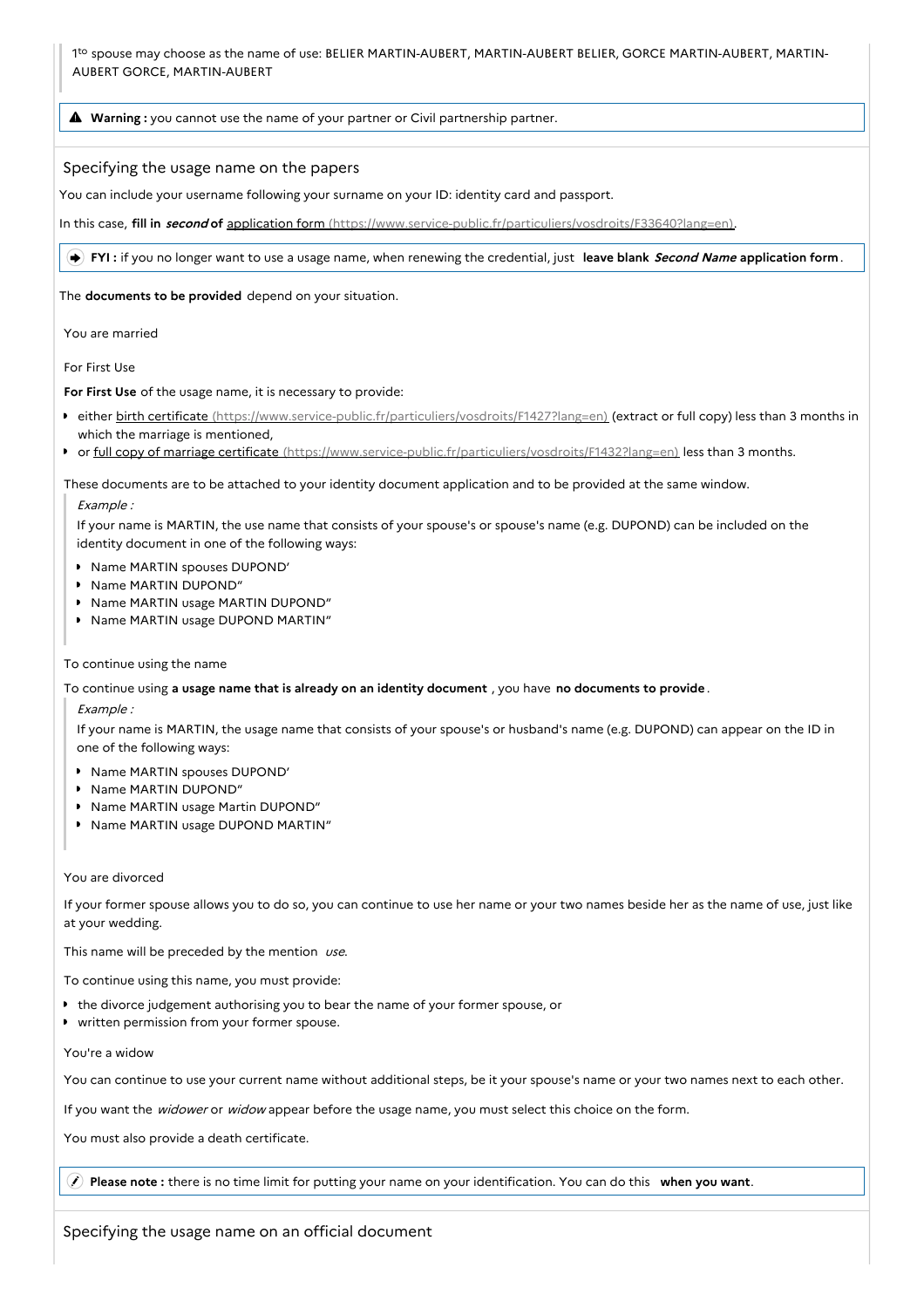1[to] spouse may choose as the name of use: BELIER MARTIN-AUBERT, MARTIN-AUBERT BELIER, GORCE MARTIN-AUBERT, MARTIN-AUBERT GORCE, MARTIN-AUBERT

⚠ **Warning :** you cannot use the name of your partner or Civil partnership partner.

## Specifying the usage name on the papers

You can include your username following your surname on your ID: identity card and passport.

In this case, **fill in *second* of** application form (https://www.service-public.fr/particuliers/vosdroits/F33640?lang=en).

**FYI :** if you no longer want to use a usage name, when renewing the credential, just **leave blank *Second Name* application form**.

The **documents to be provided** depend on your situation.

### You are married

#### For First Use

**For First Use** of the usage name, it is necessary to provide:

- either birth certificate (https://www.service-public.fr/particuliers/vosdroits/F1427?lang=en) (extract or full copy) less than 3 months in which the marriage is mentioned,
- or full copy of marriage certificate (https://www.service-public.fr/particuliers/vosdroits/F1432?lang=en) less than 3 months.

These documents are to be attached to your identity document application and to be provided at the same window.

> *Example :*
>
> If your name is MARTIN, the use name that consists of your spouse's or spouse's name (e.g. DUPOND) can be included on the identity document in one of the following ways:
>
> - Name MARTIN spouses DUPOND'
> - Name MARTIN DUPOND"
> - Name MARTIN usage MARTIN DUPOND"
> - Name MARTIN usage DUPOND MARTIN"

#### To continue using the name

To continue using **a usage name that is already on an identity document** , you have **no documents to provide**.

> *Example :*
>
> If your name is MARTIN, the usage name that consists of your spouse's or husband's name (e.g. DUPOND) can appear on the ID in one of the following ways:
>
> - Name MARTIN spouses DUPOND'
> - Name MARTIN DUPOND"
> - Name MARTIN usage Martin DUPOND"
> - Name MARTIN usage DUPOND MARTIN"

### You are divorced

If your former spouse allows you to do so, you can continue to use her name or your two names beside her as the name of use, just like at your wedding.

This name will be preceded by the mention *use*.

To continue using this name, you must provide:

- the divorce judgement authorising you to bear the name of your former spouse, or
- written permission from your former spouse.

### You're a widow

You can continue to use your current name without additional steps, be it your spouse's name or your two names next to each other.

If you want the *widower* or *widow* appear before the usage name, you must select this choice on the form.

You must also provide a death certificate.

**Please note :** there is no time limit for putting your name on your identification. You can do this **when you want**.

## Specifying the usage name on an official document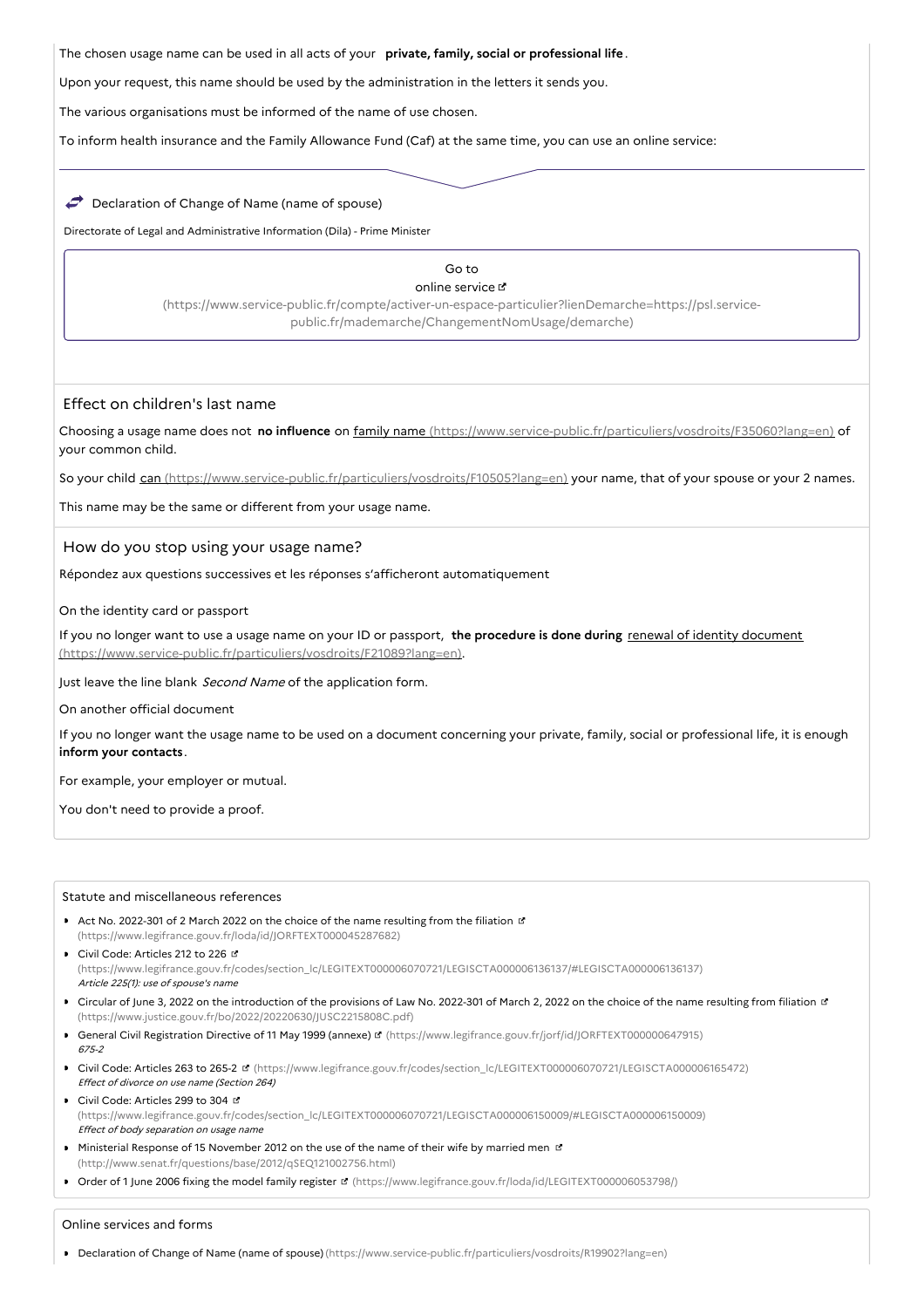The chosen usage name can be used in all acts of your **private, family, social or professional life**.

Upon your request, this name should be used by the administration in the letters it sends you.

The various organisations must be informed of the name of use chosen.

To inform health insurance and the Family Allowance Fund (Caf) at the same time, you can use an online service:

Declaration of Change of Name (name of spouse)

Directorate of Legal and Administrative Information (Dila) - Prime Minister

Go to
online service
(https://www.service-public.fr/compte/activer-un-espace-particulier?lienDemarche=https://psl.service-public.fr/mademarche/ChangementNomUsage/demarche)

## Effect on children's last name

Choosing a usage name does not **no influence** on family name (https://www.service-public.fr/particuliers/vosdroits/F35060?lang=en) of your common child.

So your child can (https://www.service-public.fr/particuliers/vosdroits/F10505?lang=en) your name, that of your spouse or your 2 names.

This name may be the same or different from your usage name.

## How do you stop using your usage name?

Répondez aux questions successives et les réponses s'afficheront automatiquement

On the identity card or passport

If you no longer want to use a usage name on your ID or passport, **the procedure is done during** renewal of identity document (https://www.service-public.fr/particuliers/vosdroits/F21089?lang=en).

Just leave the line blank *Second Name* of the application form.

On another official document

If you no longer want the usage name to be used on a document concerning your private, family, social or professional life, it is enough **inform your contacts**.

For example, your employer or mutual.

You don't need to provide a proof.

Statute and miscellaneous references

- Act No. 2022-301 of 2 March 2022 on the choice of the name resulting from the filiation (https://www.legifrance.gouv.fr/loda/id/JORFTEXT000045287682)
- Civil Code: Articles 212 to 226 (https://www.legifrance.gouv.fr/codes/section_lc/LEGITEXT000006070721/LEGISCTA000006136137/#LEGISCTA000006136137)
  *Article 225(1): use of spouse's name*
- Circular of June 3, 2022 on the introduction of the provisions of Law No. 2022-301 of March 2, 2022 on the choice of the name resulting from filiation (https://www.justice.gouv.fr/bo/2022/20220630/JUSC2215808C.pdf)
- General Civil Registration Directive of 11 May 1999 (annexe) (https://www.legifrance.gouv.fr/jorf/id/JORFTEXT000000647915)
  *675-2*
- Civil Code: Articles 263 to 265-2 (https://www.legifrance.gouv.fr/codes/section_lc/LEGITEXT000006070721/LEGISCTA000006165472)
  *Effect of divorce on use name (Section 264)*
- Civil Code: Articles 299 to 304 (https://www.legifrance.gouv.fr/codes/section_lc/LEGITEXT000006070721/LEGISCTA000006150009/#LEGISCTA000006150009)
  *Effect of body separation on usage name*
- Ministerial Response of 15 November 2012 on the use of the name of their wife by married men (http://www.senat.fr/questions/base/2012/qSEQ121002756.html)
- Order of 1 June 2006 fixing the model family register (https://www.legifrance.gouv.fr/loda/id/LEGITEXT000006053798/)

Online services and forms

- Declaration of Change of Name (name of spouse) (https://www.service-public.fr/particuliers/vosdroits/R19902?lang=en)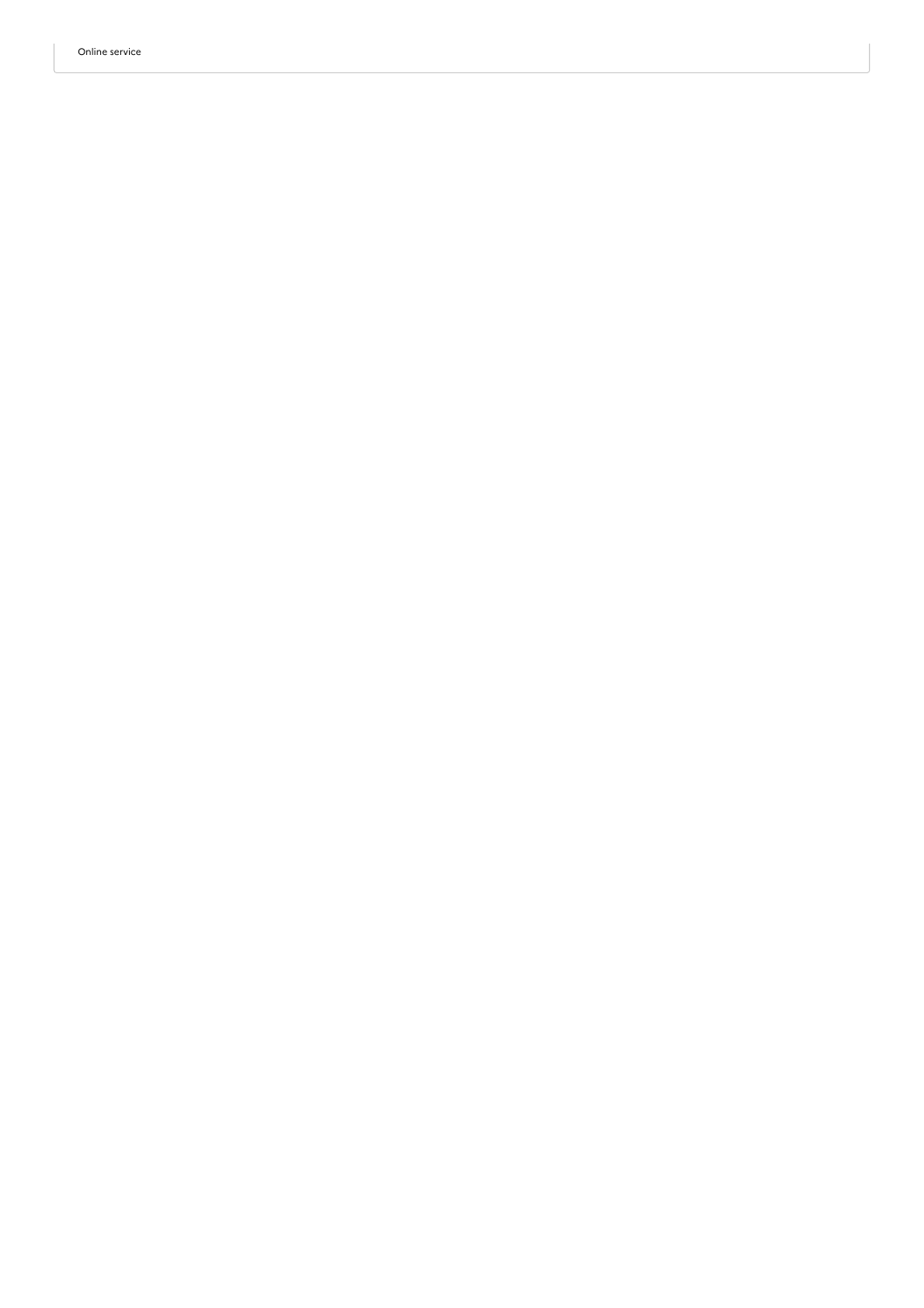Online service